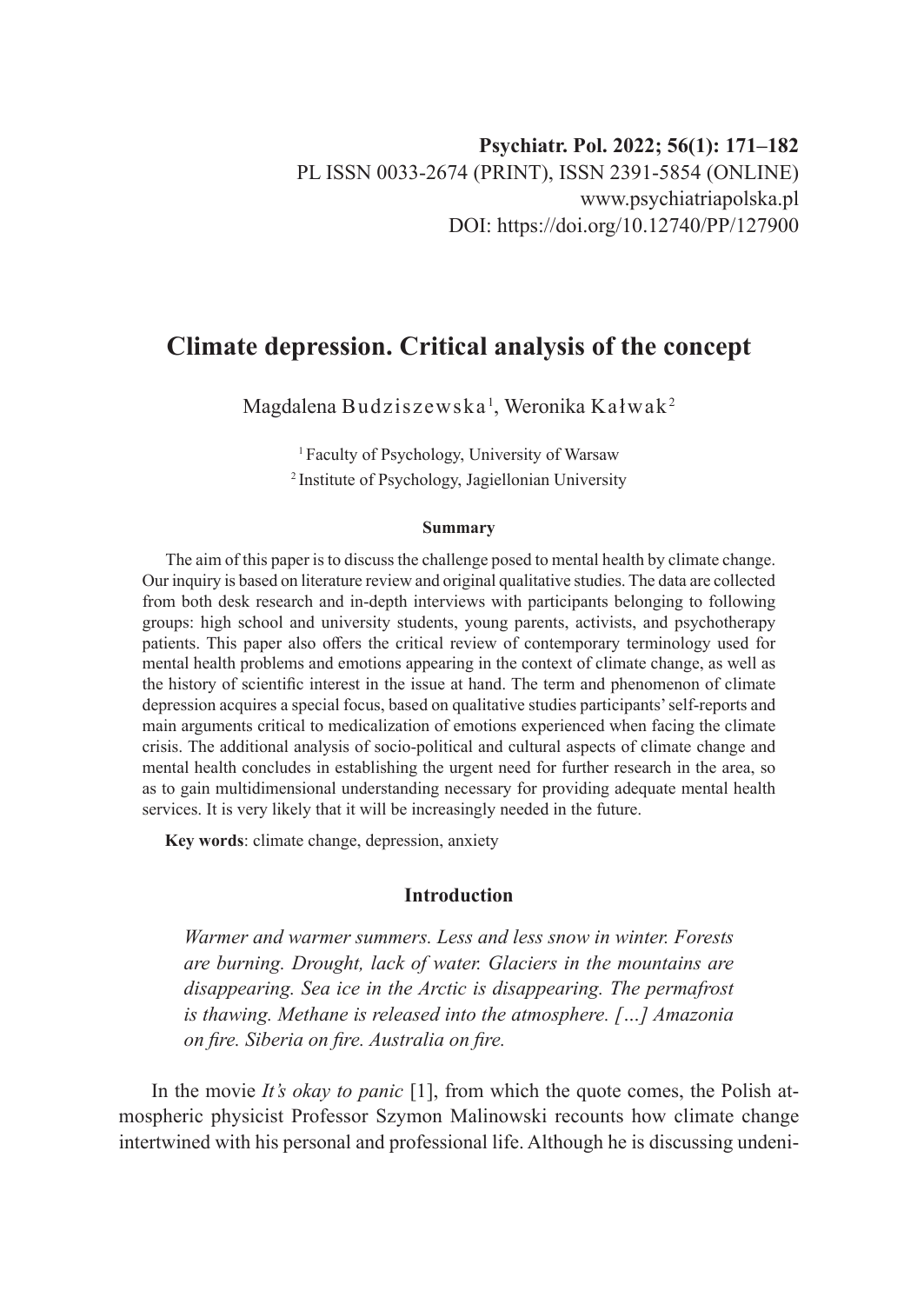Psychiatr. Pol. 2022; 56(1): 171–182
PL ISSN 0033-2674 (PRINT), ISSN 2391-5854 (ONLINE)
www.psychiatriapolska.pl
DOI: https://doi.org/10.12740/PP/127900

# Climate depression. Critical analysis of the concept

Magdalena Budziszewska[1], Weronika Kałwak[2]

[1] Faculty of Psychology, University of Warsaw
[2] Institute of Psychology, Jagiellonian University

### Summary

The aim of this paper is to discuss the challenge posed to mental health by climate change. Our inquiry is based on literature review and original qualitative studies. The data are collected from both desk research and in-depth interviews with participants belonging to following groups: high school and university students, young parents, activists, and psychotherapy patients. This paper also offers the critical review of contemporary terminology used for mental health problems and emotions appearing in the context of climate change, as well as the history of scientific interest in the issue at hand. The term and phenomenon of climate depression acquires a special focus, based on qualitative studies participants' self-reports and main arguments critical to medicalization of emotions experienced when facing the climate crisis. The additional analysis of socio-political and cultural aspects of climate change and mental health concludes in establishing the urgent need for further research in the area, so as to gain multidimensional understanding necessary for providing adequate mental health services. It is very likely that it will be increasingly needed in the future.

**Key words**: climate change, depression, anxiety

## Introduction

> *Warmer and warmer summers. Less and less snow in winter. Forests are burning. Drought, lack of water. Glaciers in the mountains are disappearing. Sea ice in the Arctic is disappearing. The permafrost is thawing. Methane is released into the atmosphere. […] Amazonia on fire. Siberia on fire. Australia on fire.*

In the movie *It's okay to panic* [1], from which the quote comes, the Polish atmospheric physicist Professor Szymon Malinowski recounts how climate change intertwined with his personal and professional life. Although he is discussing undeni-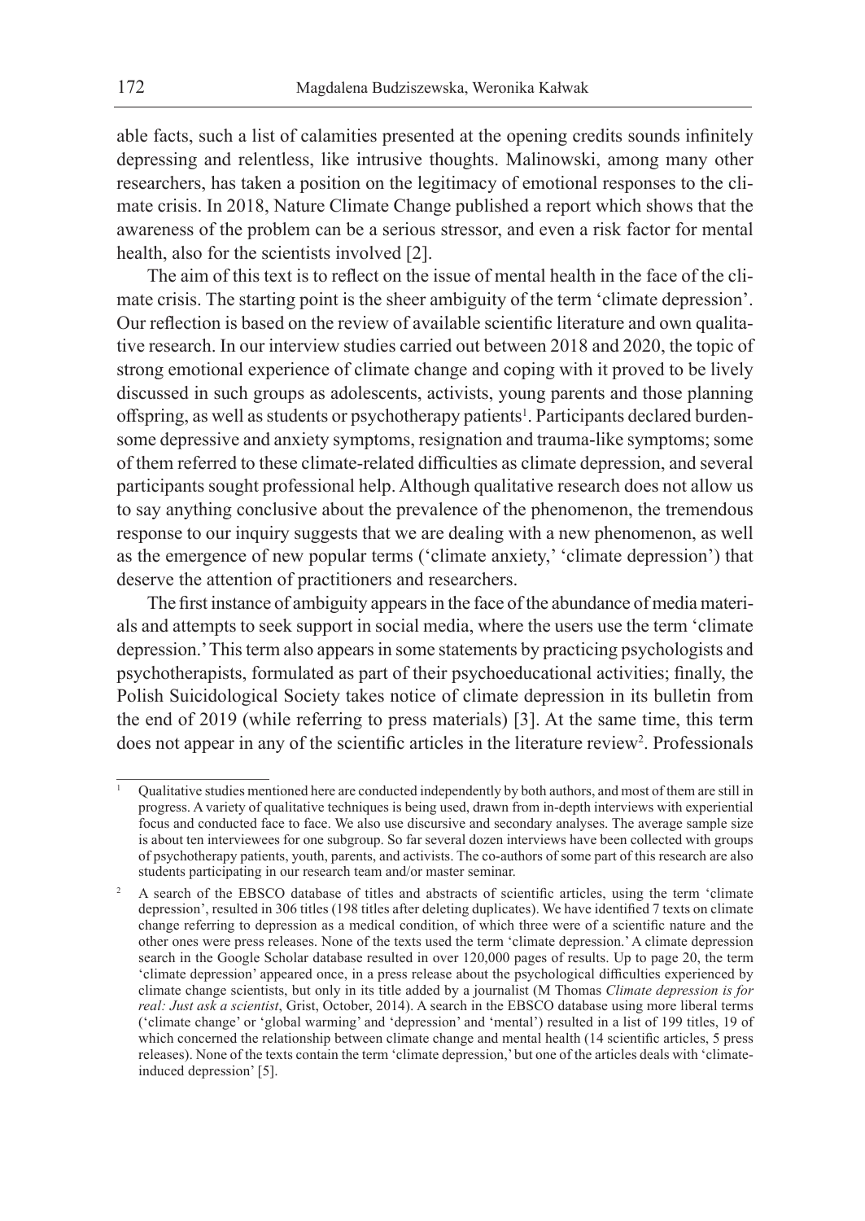able facts, such a list of calamities presented at the opening credits sounds infinitely depressing and relentless, like intrusive thoughts. Malinowski, among many other researchers, has taken a position on the legitimacy of emotional responses to the climate crisis. In 2018, Nature Climate Change published a report which shows that the awareness of the problem can be a serious stressor, and even a risk factor for mental health, also for the scientists involved [2].

The aim of this text is to reflect on the issue of mental health in the face of the climate crisis. The starting point is the sheer ambiguity of the term 'climate depression'. Our reflection is based on the review of available scientific literature and own qualitative research. In our interview studies carried out between 2018 and 2020, the topic of strong emotional experience of climate change and coping with it proved to be lively discussed in such groups as adolescents, activists, young parents and those planning offspring, as well as students or psychotherapy patients[1]. Participants declared burdensome depressive and anxiety symptoms, resignation and trauma-like symptoms; some of them referred to these climate-related difficulties as climate depression, and several participants sought professional help. Although qualitative research does not allow us to say anything conclusive about the prevalence of the phenomenon, the tremendous response to our inquiry suggests that we are dealing with a new phenomenon, as well as the emergence of new popular terms ('climate anxiety,' 'climate depression') that deserve the attention of practitioners and researchers.

The first instance of ambiguity appears in the face of the abundance of media materials and attempts to seek support in social media, where the users use the term 'climate depression.' This term also appears in some statements by practicing psychologists and psychotherapists, formulated as part of their psychoeducational activities; finally, the Polish Suicidological Society takes notice of climate depression in its bulletin from the end of 2019 (while referring to press materials) [3]. At the same time, this term does not appear in any of the scientific articles in the literature review[2]. Professionals

---

[1] Qualitative studies mentioned here are conducted independently by both authors, and most of them are still in progress. A variety of qualitative techniques is being used, drawn from in-depth interviews with experiential focus and conducted face to face. We also use discursive and secondary analyses. The average sample size is about ten interviewees for one subgroup. So far several dozen interviews have been collected with groups of psychotherapy patients, youth, parents, and activists. The co-authors of some part of this research are also students participating in our research team and/or master seminar.

[2] A search of the EBSCO database of titles and abstracts of scientific articles, using the term 'climate depression', resulted in 306 titles (198 titles after deleting duplicates). We have identified 7 texts on climate change referring to depression as a medical condition, of which three were of a scientific nature and the other ones were press releases. None of the texts used the term 'climate depression.' A climate depression search in the Google Scholar database resulted in over 120,000 pages of results. Up to page 20, the term 'climate depression' appeared once, in a press release about the psychological difficulties experienced by climate change scientists, but only in its title added by a journalist (M Thomas *Climate depression is for real: Just ask a scientist*, Grist, October, 2014). A search in the EBSCO database using more liberal terms ('climate change' or 'global warming' and 'depression' and 'mental') resulted in a list of 199 titles, 19 of which concerned the relationship between climate change and mental health (14 scientific articles, 5 press releases). None of the texts contain the term 'climate depression,' but one of the articles deals with 'climate-induced depression' [5].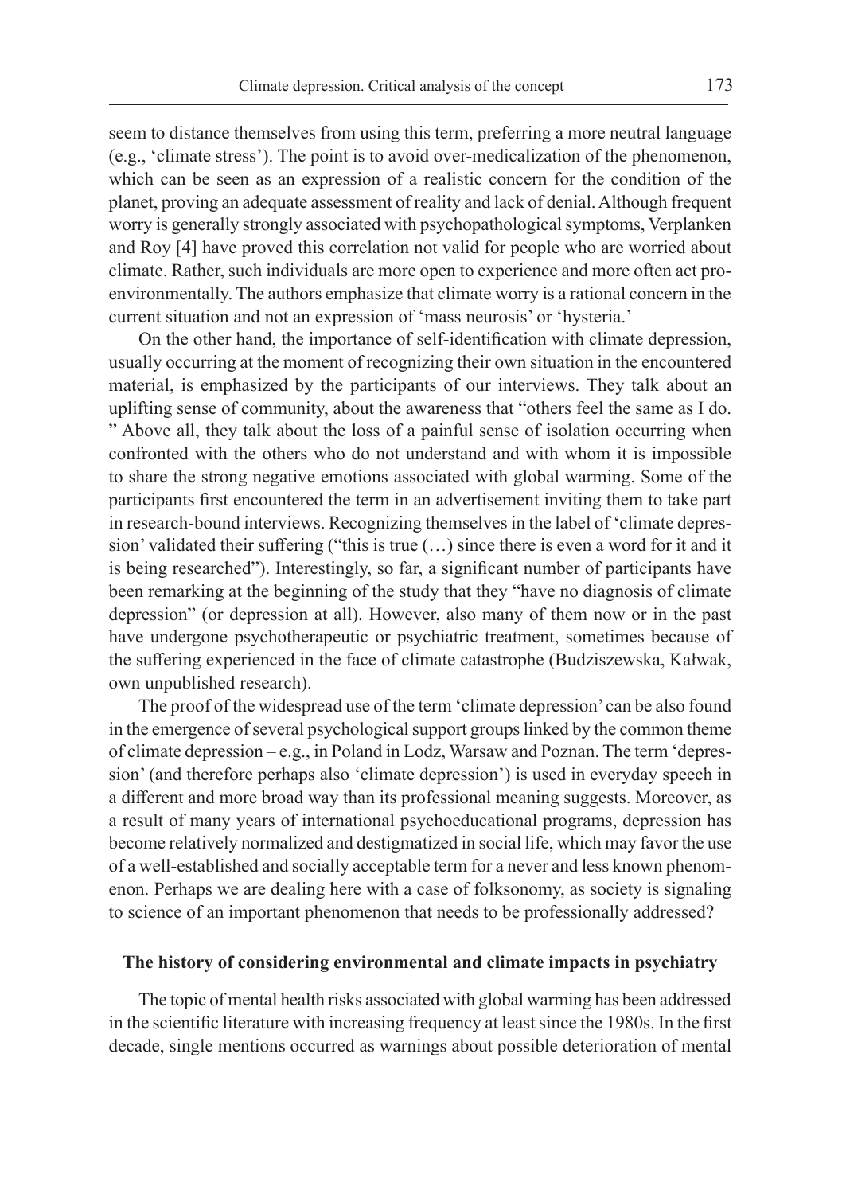seem to distance themselves from using this term, preferring a more neutral language (e.g., 'climate stress'). The point is to avoid over-medicalization of the phenomenon, which can be seen as an expression of a realistic concern for the condition of the planet, proving an adequate assessment of reality and lack of denial. Although frequent worry is generally strongly associated with psychopathological symptoms, Verplanken and Roy [4] have proved this correlation not valid for people who are worried about climate. Rather, such individuals are more open to experience and more often act pro-environmentally. The authors emphasize that climate worry is a rational concern in the current situation and not an expression of 'mass neurosis' or 'hysteria.'

On the other hand, the importance of self-identification with climate depression, usually occurring at the moment of recognizing their own situation in the encountered material, is emphasized by the participants of our interviews. They talk about an uplifting sense of community, about the awareness that "others feel the same as I do. " Above all, they talk about the loss of a painful sense of isolation occurring when confronted with the others who do not understand and with whom it is impossible to share the strong negative emotions associated with global warming. Some of the participants first encountered the term in an advertisement inviting them to take part in research-bound interviews. Recognizing themselves in the label of 'climate depression' validated their suffering ("this is true (…) since there is even a word for it and it is being researched"). Interestingly, so far, a significant number of participants have been remarking at the beginning of the study that they "have no diagnosis of climate depression" (or depression at all). However, also many of them now or in the past have undergone psychotherapeutic or psychiatric treatment, sometimes because of the suffering experienced in the face of climate catastrophe (Budziszewska, Kałwak, own unpublished research).

The proof of the widespread use of the term 'climate depression' can be also found in the emergence of several psychological support groups linked by the common theme of climate depression – e.g., in Poland in Lodz, Warsaw and Poznan. The term 'depression' (and therefore perhaps also 'climate depression') is used in everyday speech in a different and more broad way than its professional meaning suggests. Moreover, as a result of many years of international psychoeducational programs, depression has become relatively normalized and destigmatized in social life, which may favor the use of a well-established and socially acceptable term for a never and less known phenomenon. Perhaps we are dealing here with a case of folksonomy, as society is signaling to science of an important phenomenon that needs to be professionally addressed?

## The history of considering environmental and climate impacts in psychiatry

The topic of mental health risks associated with global warming has been addressed in the scientific literature with increasing frequency at least since the 1980s. In the first decade, single mentions occurred as warnings about possible deterioration of mental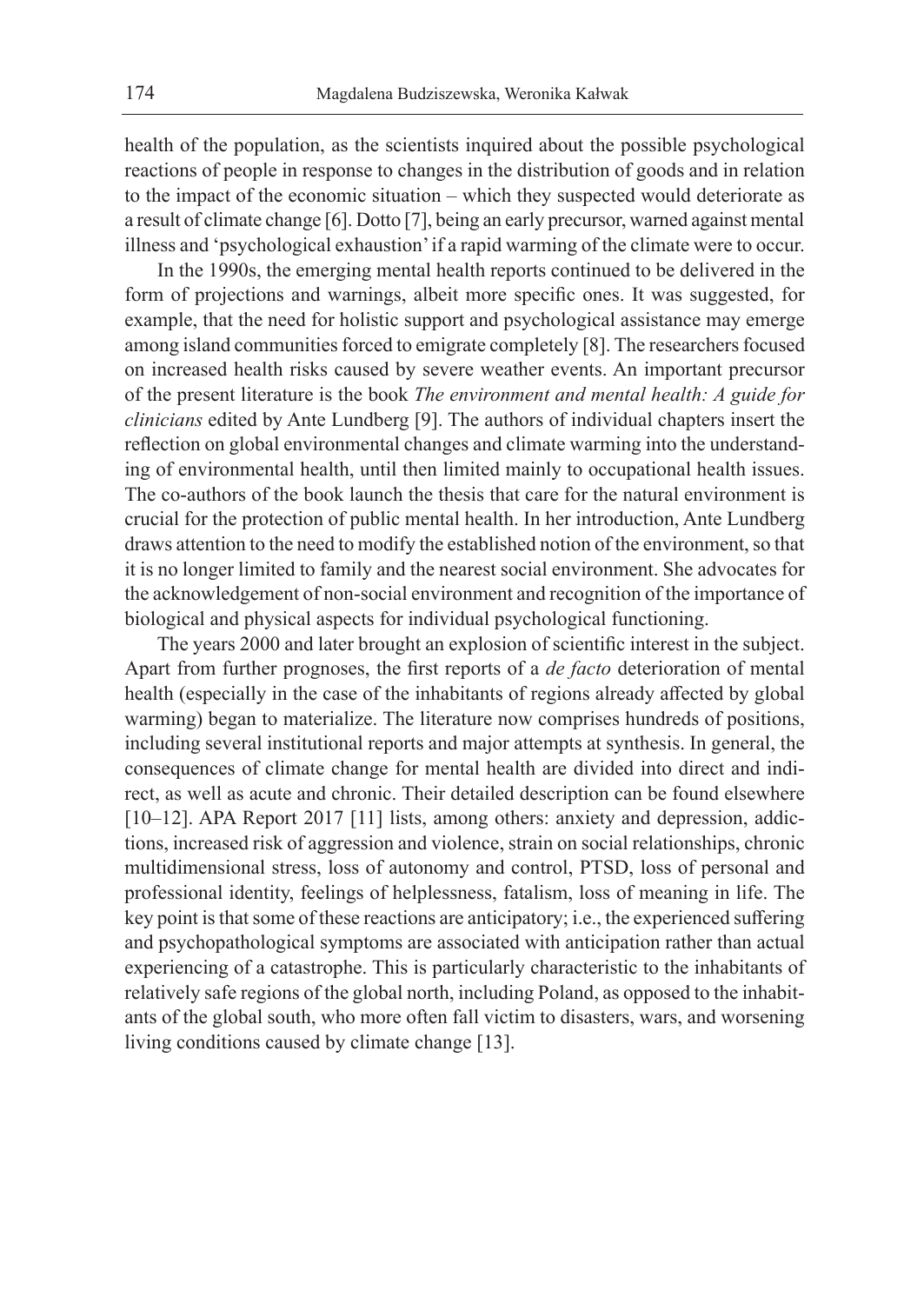health of the population, as the scientists inquired about the possible psychological reactions of people in response to changes in the distribution of goods and in relation to the impact of the economic situation – which they suspected would deteriorate as a result of climate change [6]. Dotto [7], being an early precursor, warned against mental illness and 'psychological exhaustion' if a rapid warming of the climate were to occur.

In the 1990s, the emerging mental health reports continued to be delivered in the form of projections and warnings, albeit more specific ones. It was suggested, for example, that the need for holistic support and psychological assistance may emerge among island communities forced to emigrate completely [8]. The researchers focused on increased health risks caused by severe weather events. An important precursor of the present literature is the book *The environment and mental health: A guide for clinicians* edited by Ante Lundberg [9]. The authors of individual chapters insert the reflection on global environmental changes and climate warming into the understanding of environmental health, until then limited mainly to occupational health issues. The co-authors of the book launch the thesis that care for the natural environment is crucial for the protection of public mental health. In her introduction, Ante Lundberg draws attention to the need to modify the established notion of the environment, so that it is no longer limited to family and the nearest social environment. She advocates for the acknowledgement of non-social environment and recognition of the importance of biological and physical aspects for individual psychological functioning.

The years 2000 and later brought an explosion of scientific interest in the subject. Apart from further prognoses, the first reports of a *de facto* deterioration of mental health (especially in the case of the inhabitants of regions already affected by global warming) began to materialize. The literature now comprises hundreds of positions, including several institutional reports and major attempts at synthesis. In general, the consequences of climate change for mental health are divided into direct and indirect, as well as acute and chronic. Their detailed description can be found elsewhere [10–12]. APA Report 2017 [11] lists, among others: anxiety and depression, addictions, increased risk of aggression and violence, strain on social relationships, chronic multidimensional stress, loss of autonomy and control, PTSD, loss of personal and professional identity, feelings of helplessness, fatalism, loss of meaning in life. The key point is that some of these reactions are anticipatory; i.e., the experienced suffering and psychopathological symptoms are associated with anticipation rather than actual experiencing of a catastrophe. This is particularly characteristic to the inhabitants of relatively safe regions of the global north, including Poland, as opposed to the inhabitants of the global south, who more often fall victim to disasters, wars, and worsening living conditions caused by climate change [13].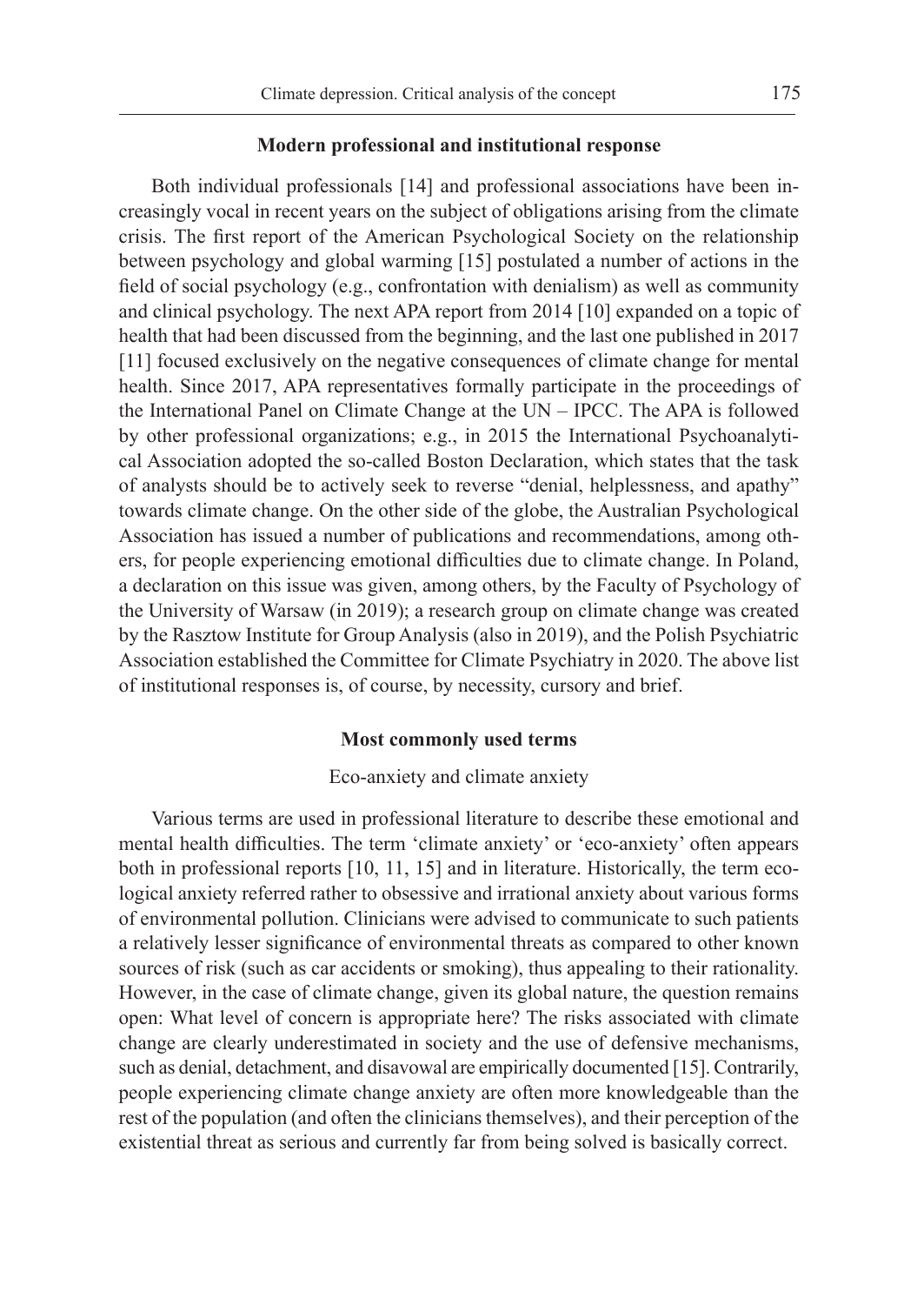## Modern professional and institutional response

Both individual professionals [14] and professional associations have been increasingly vocal in recent years on the subject of obligations arising from the climate crisis. The first report of the American Psychological Society on the relationship between psychology and global warming [15] postulated a number of actions in the field of social psychology (e.g., confrontation with denialism) as well as community and clinical psychology. The next APA report from 2014 [10] expanded on a topic of health that had been discussed from the beginning, and the last one published in 2017 [11] focused exclusively on the negative consequences of climate change for mental health. Since 2017, APA representatives formally participate in the proceedings of the International Panel on Climate Change at the UN – IPCC. The APA is followed by other professional organizations; e.g., in 2015 the International Psychoanalytical Association adopted the so-called Boston Declaration, which states that the task of analysts should be to actively seek to reverse "denial, helplessness, and apathy" towards climate change. On the other side of the globe, the Australian Psychological Association has issued a number of publications and recommendations, among others, for people experiencing emotional difficulties due to climate change. In Poland, a declaration on this issue was given, among others, by the Faculty of Psychology of the University of Warsaw (in 2019); a research group on climate change was created by the Rasztow Institute for Group Analysis (also in 2019), and the Polish Psychiatric Association established the Committee for Climate Psychiatry in 2020. The above list of institutional responses is, of course, by necessity, cursory and brief.

## Most commonly used terms

### Eco-anxiety and climate anxiety

Various terms are used in professional literature to describe these emotional and mental health difficulties. The term 'climate anxiety' or 'eco-anxiety' often appears both in professional reports [10, 11, 15] and in literature. Historically, the term ecological anxiety referred rather to obsessive and irrational anxiety about various forms of environmental pollution. Clinicians were advised to communicate to such patients a relatively lesser significance of environmental threats as compared to other known sources of risk (such as car accidents or smoking), thus appealing to their rationality. However, in the case of climate change, given its global nature, the question remains open: What level of concern is appropriate here? The risks associated with climate change are clearly underestimated in society and the use of defensive mechanisms, such as denial, detachment, and disavowal are empirically documented [15]. Contrarily, people experiencing climate change anxiety are often more knowledgeable than the rest of the population (and often the clinicians themselves), and their perception of the existential threat as serious and currently far from being solved is basically correct.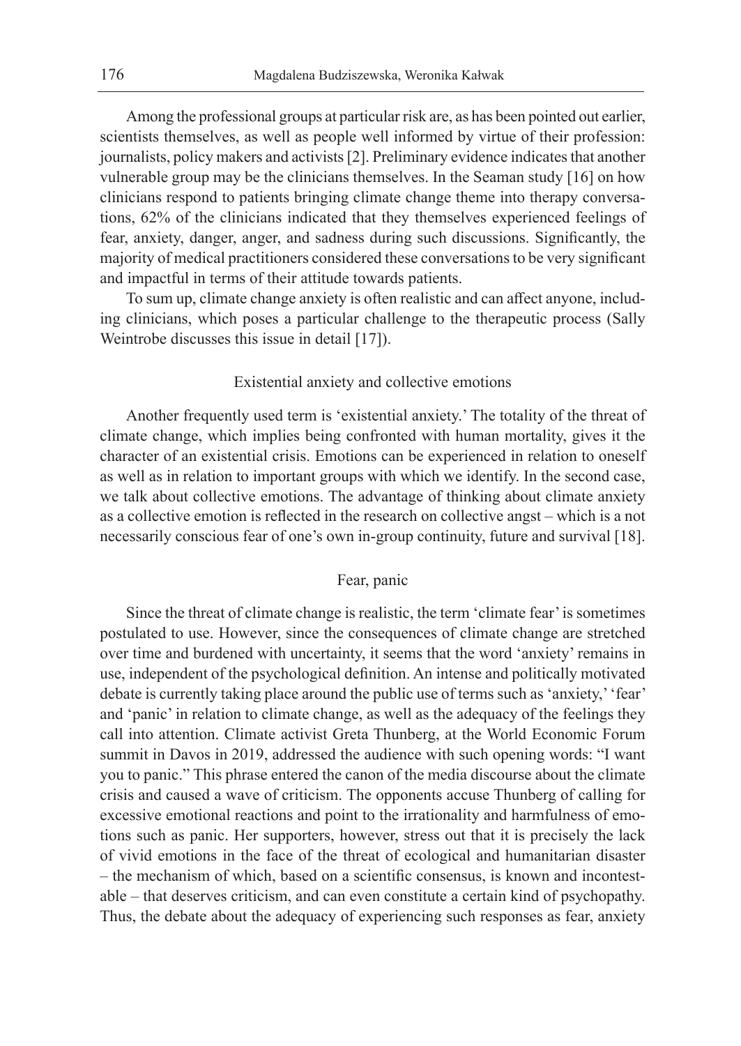Among the professional groups at particular risk are, as has been pointed out earlier, scientists themselves, as well as people well informed by virtue of their profession: journalists, policy makers and activists [2]. Preliminary evidence indicates that another vulnerable group may be the clinicians themselves. In the Seaman study [16] on how clinicians respond to patients bringing climate change theme into therapy conversations, 62% of the clinicians indicated that they themselves experienced feelings of fear, anxiety, danger, anger, and sadness during such discussions. Significantly, the majority of medical practitioners considered these conversations to be very significant and impactful in terms of their attitude towards patients.

To sum up, climate change anxiety is often realistic and can affect anyone, including clinicians, which poses a particular challenge to the therapeutic process (Sally Weintrobe discusses this issue in detail [17]).

## Existential anxiety and collective emotions

Another frequently used term is 'existential anxiety.' The totality of the threat of climate change, which implies being confronted with human mortality, gives it the character of an existential crisis. Emotions can be experienced in relation to oneself as well as in relation to important groups with which we identify. In the second case, we talk about collective emotions. The advantage of thinking about climate anxiety as a collective emotion is reflected in the research on collective angst – which is a not necessarily conscious fear of one's own in-group continuity, future and survival [18].

## Fear, panic

Since the threat of climate change is realistic, the term 'climate fear' is sometimes postulated to use. However, since the consequences of climate change are stretched over time and burdened with uncertainty, it seems that the word 'anxiety' remains in use, independent of the psychological definition. An intense and politically motivated debate is currently taking place around the public use of terms such as 'anxiety,' 'fear' and 'panic' in relation to climate change, as well as the adequacy of the feelings they call into attention. Climate activist Greta Thunberg, at the World Economic Forum summit in Davos in 2019, addressed the audience with such opening words: "I want you to panic." This phrase entered the canon of the media discourse about the climate crisis and caused a wave of criticism. The opponents accuse Thunberg of calling for excessive emotional reactions and point to the irrationality and harmfulness of emotions such as panic. Her supporters, however, stress out that it is precisely the lack of vivid emotions in the face of the threat of ecological and humanitarian disaster – the mechanism of which, based on a scientific consensus, is known and incontestable – that deserves criticism, and can even constitute a certain kind of psychopathy. Thus, the debate about the adequacy of experiencing such responses as fear, anxiety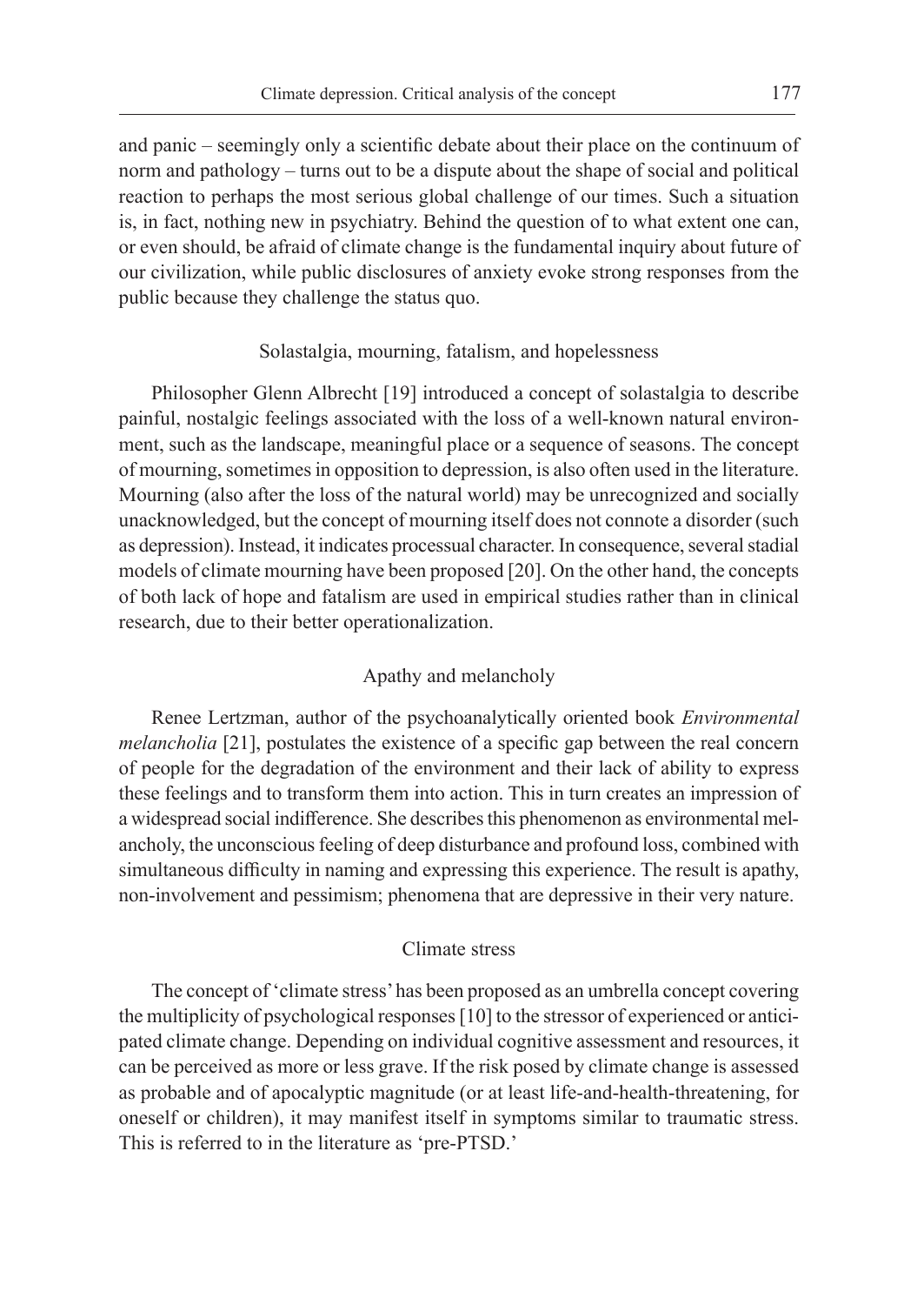and panic – seemingly only a scientific debate about their place on the continuum of norm and pathology – turns out to be a dispute about the shape of social and political reaction to perhaps the most serious global challenge of our times. Such a situation is, in fact, nothing new in psychiatry. Behind the question of to what extent one can, or even should, be afraid of climate change is the fundamental inquiry about future of our civilization, while public disclosures of anxiety evoke strong responses from the public because they challenge the status quo.

## Solastalgia, mourning, fatalism, and hopelessness

Philosopher Glenn Albrecht [19] introduced a concept of solastalgia to describe painful, nostalgic feelings associated with the loss of a well-known natural environment, such as the landscape, meaningful place or a sequence of seasons. The concept of mourning, sometimes in opposition to depression, is also often used in the literature. Mourning (also after the loss of the natural world) may be unrecognized and socially unacknowledged, but the concept of mourning itself does not connote a disorder (such as depression). Instead, it indicates processual character. In consequence, several stadial models of climate mourning have been proposed [20]. On the other hand, the concepts of both lack of hope and fatalism are used in empirical studies rather than in clinical research, due to their better operationalization.

## Apathy and melancholy

Renee Lertzman, author of the psychoanalytically oriented book *Environmental melancholia* [21], postulates the existence of a specific gap between the real concern of people for the degradation of the environment and their lack of ability to express these feelings and to transform them into action. This in turn creates an impression of a widespread social indifference. She describes this phenomenon as environmental melancholy, the unconscious feeling of deep disturbance and profound loss, combined with simultaneous difficulty in naming and expressing this experience. The result is apathy, non-involvement and pessimism; phenomena that are depressive in their very nature.

## Climate stress

The concept of 'climate stress' has been proposed as an umbrella concept covering the multiplicity of psychological responses [10] to the stressor of experienced or anticipated climate change. Depending on individual cognitive assessment and resources, it can be perceived as more or less grave. If the risk posed by climate change is assessed as probable and of apocalyptic magnitude (or at least life-and-health-threatening, for oneself or children), it may manifest itself in symptoms similar to traumatic stress. This is referred to in the literature as 'pre-PTSD.'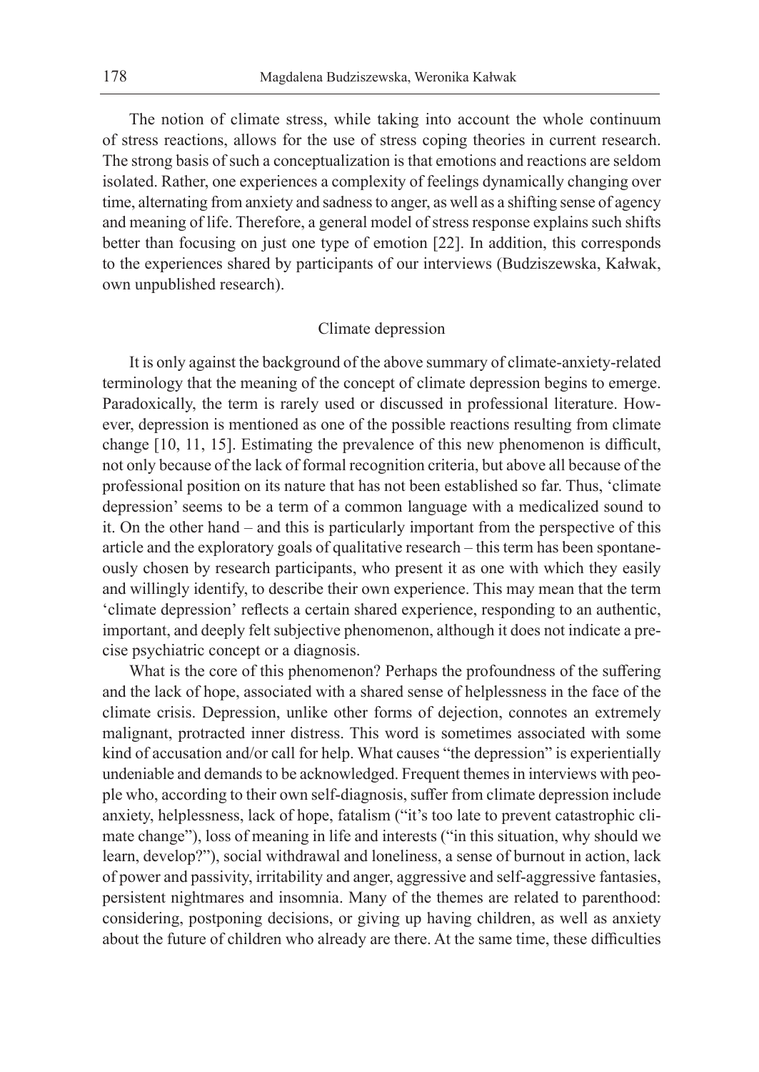The notion of climate stress, while taking into account the whole continuum of stress reactions, allows for the use of stress coping theories in current research. The strong basis of such a conceptualization is that emotions and reactions are seldom isolated. Rather, one experiences a complexity of feelings dynamically changing over time, alternating from anxiety and sadness to anger, as well as a shifting sense of agency and meaning of life. Therefore, a general model of stress response explains such shifts better than focusing on just one type of emotion [22]. In addition, this corresponds to the experiences shared by participants of our interviews (Budziszewska, Kałwak, own unpublished research).

## Climate depression

It is only against the background of the above summary of climate-anxiety-related terminology that the meaning of the concept of climate depression begins to emerge. Paradoxically, the term is rarely used or discussed in professional literature. However, depression is mentioned as one of the possible reactions resulting from climate change [10, 11, 15]. Estimating the prevalence of this new phenomenon is difficult, not only because of the lack of formal recognition criteria, but above all because of the professional position on its nature that has not been established so far. Thus, 'climate depression' seems to be a term of a common language with a medicalized sound to it. On the other hand – and this is particularly important from the perspective of this article and the exploratory goals of qualitative research – this term has been spontaneously chosen by research participants, who present it as one with which they easily and willingly identify, to describe their own experience. This may mean that the term 'climate depression' reflects a certain shared experience, responding to an authentic, important, and deeply felt subjective phenomenon, although it does not indicate a precise psychiatric concept or a diagnosis.

What is the core of this phenomenon? Perhaps the profoundness of the suffering and the lack of hope, associated with a shared sense of helplessness in the face of the climate crisis. Depression, unlike other forms of dejection, connotes an extremely malignant, protracted inner distress. This word is sometimes associated with some kind of accusation and/or call for help. What causes "the depression" is experientially undeniable and demands to be acknowledged. Frequent themes in interviews with people who, according to their own self-diagnosis, suffer from climate depression include anxiety, helplessness, lack of hope, fatalism ("it's too late to prevent catastrophic climate change"), loss of meaning in life and interests ("in this situation, why should we learn, develop?"), social withdrawal and loneliness, a sense of burnout in action, lack of power and passivity, irritability and anger, aggressive and self-aggressive fantasies, persistent nightmares and insomnia. Many of the themes are related to parenthood: considering, postponing decisions, or giving up having children, as well as anxiety about the future of children who already are there. At the same time, these difficulties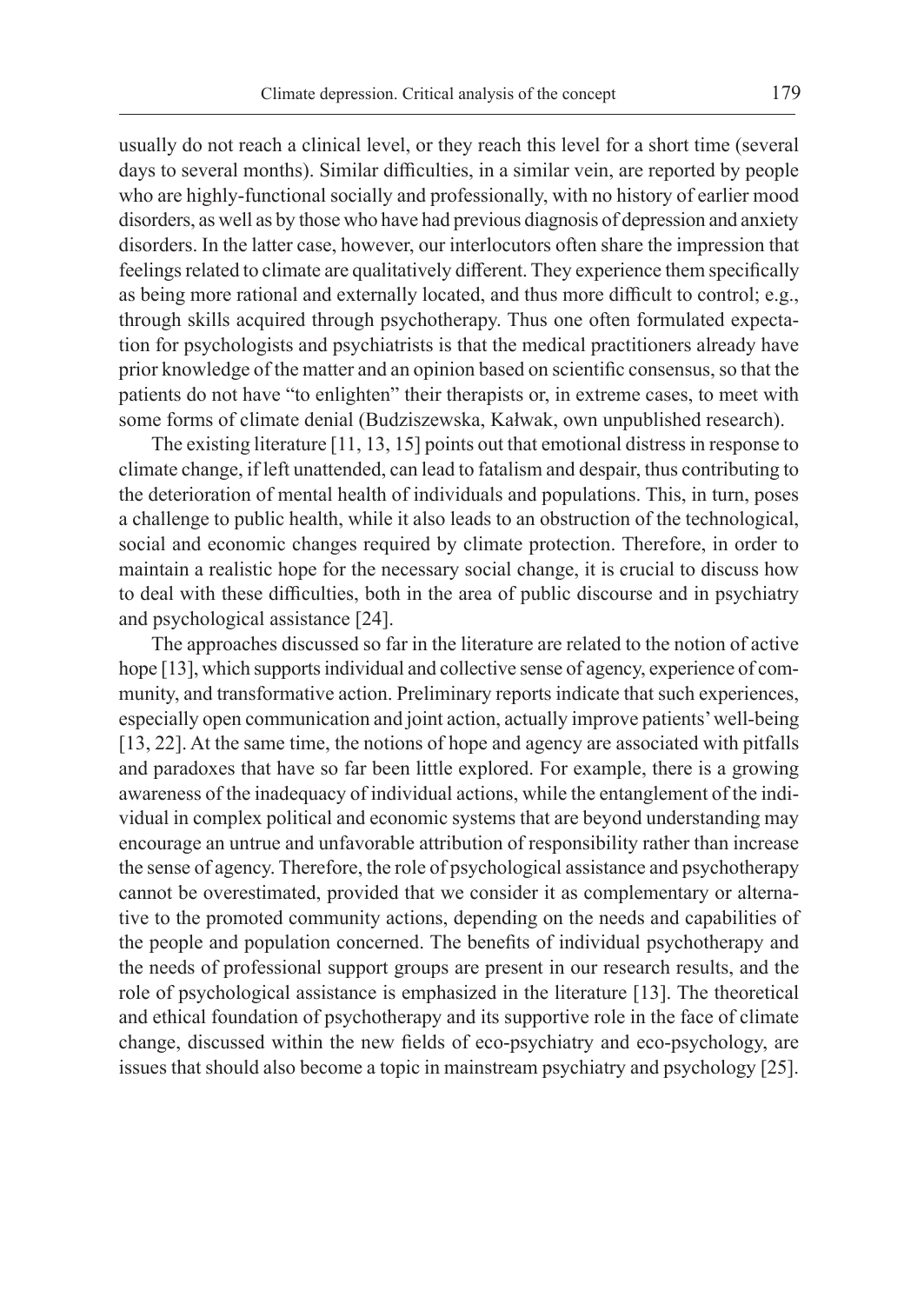usually do not reach a clinical level, or they reach this level for a short time (several days to several months). Similar difficulties, in a similar vein, are reported by people who are highly-functional socially and professionally, with no history of earlier mood disorders, as well as by those who have had previous diagnosis of depression and anxiety disorders. In the latter case, however, our interlocutors often share the impression that feelings related to climate are qualitatively different. They experience them specifically as being more rational and externally located, and thus more difficult to control; e.g., through skills acquired through psychotherapy. Thus one often formulated expectation for psychologists and psychiatrists is that the medical practitioners already have prior knowledge of the matter and an opinion based on scientific consensus, so that the patients do not have "to enlighten" their therapists or, in extreme cases, to meet with some forms of climate denial (Budziszewska, Kałwak, own unpublished research).

The existing literature [11, 13, 15] points out that emotional distress in response to climate change, if left unattended, can lead to fatalism and despair, thus contributing to the deterioration of mental health of individuals and populations. This, in turn, poses a challenge to public health, while it also leads to an obstruction of the technological, social and economic changes required by climate protection. Therefore, in order to maintain a realistic hope for the necessary social change, it is crucial to discuss how to deal with these difficulties, both in the area of public discourse and in psychiatry and psychological assistance [24].

The approaches discussed so far in the literature are related to the notion of active hope [13], which supports individual and collective sense of agency, experience of community, and transformative action. Preliminary reports indicate that such experiences, especially open communication and joint action, actually improve patients' well-being [13, 22]. At the same time, the notions of hope and agency are associated with pitfalls and paradoxes that have so far been little explored. For example, there is a growing awareness of the inadequacy of individual actions, while the entanglement of the individual in complex political and economic systems that are beyond understanding may encourage an untrue and unfavorable attribution of responsibility rather than increase the sense of agency. Therefore, the role of psychological assistance and psychotherapy cannot be overestimated, provided that we consider it as complementary or alternative to the promoted community actions, depending on the needs and capabilities of the people and population concerned. The benefits of individual psychotherapy and the needs of professional support groups are present in our research results, and the role of psychological assistance is emphasized in the literature [13]. The theoretical and ethical foundation of psychotherapy and its supportive role in the face of climate change, discussed within the new fields of eco-psychiatry and eco-psychology, are issues that should also become a topic in mainstream psychiatry and psychology [25].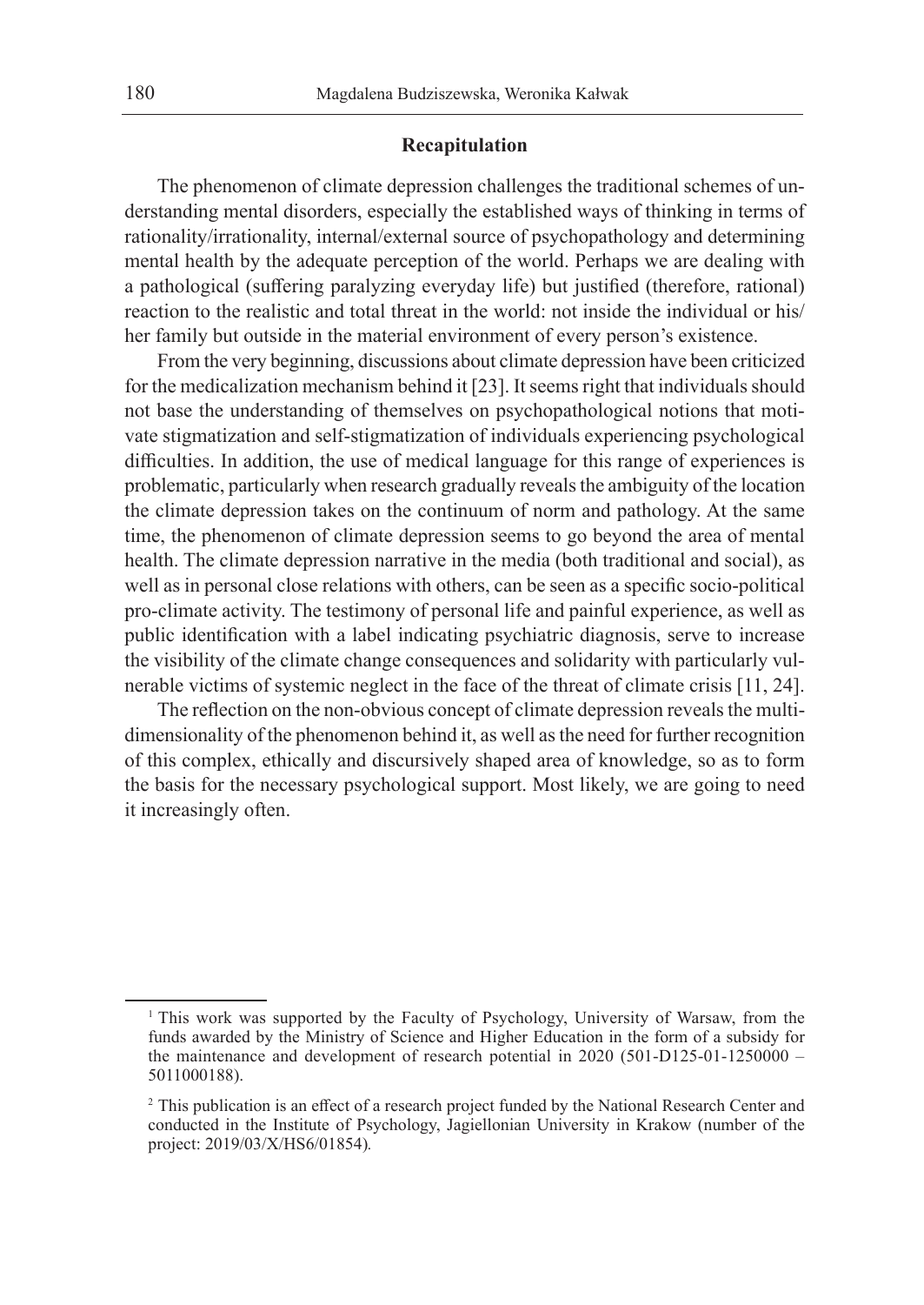## Recapitulation

The phenomenon of climate depression challenges the traditional schemes of understanding mental disorders, especially the established ways of thinking in terms of rationality/irrationality, internal/external source of psychopathology and determining mental health by the adequate perception of the world. Perhaps we are dealing with a pathological (suffering paralyzing everyday life) but justified (therefore, rational) reaction to the realistic and total threat in the world: not inside the individual or his/her family but outside in the material environment of every person's existence.

From the very beginning, discussions about climate depression have been criticized for the medicalization mechanism behind it [23]. It seems right that individuals should not base the understanding of themselves on psychopathological notions that motivate stigmatization and self-stigmatization of individuals experiencing psychological difficulties. In addition, the use of medical language for this range of experiences is problematic, particularly when research gradually reveals the ambiguity of the location the climate depression takes on the continuum of norm and pathology. At the same time, the phenomenon of climate depression seems to go beyond the area of mental health. The climate depression narrative in the media (both traditional and social), as well as in personal close relations with others, can be seen as a specific socio-political pro-climate activity. The testimony of personal life and painful experience, as well as public identification with a label indicating psychiatric diagnosis, serve to increase the visibility of the climate change consequences and solidarity with particularly vulnerable victims of systemic neglect in the face of the threat of climate crisis [11, 24].

The reflection on the non-obvious concept of climate depression reveals the multidimensionality of the phenomenon behind it, as well as the need for further recognition of this complex, ethically and discursively shaped area of knowledge, so as to form the basis for the necessary psychological support. Most likely, we are going to need it increasingly often.

---

[1] This work was supported by the Faculty of Psychology, University of Warsaw, from the funds awarded by the Ministry of Science and Higher Education in the form of a subsidy for the maintenance and development of research potential in 2020 (501-D125-01-1250000 – 5011000188).

[2] This publication is an effect of a research project funded by the National Research Center and conducted in the Institute of Psychology, Jagiellonian University in Krakow (number of the project: 2019/03/X/HS6/01854).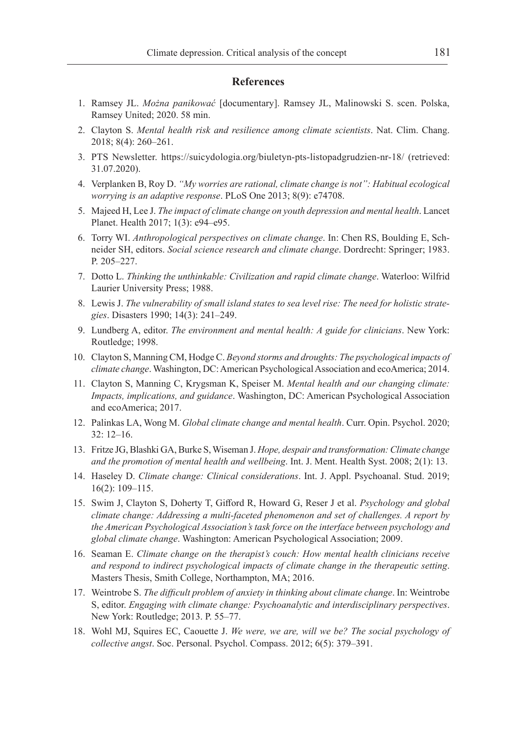## References

1. Ramsey JL. *Można panikować* [documentary]. Ramsey JL, Malinowski S. scen. Polska, Ramsey United; 2020. 58 min.
2. Clayton S. *Mental health risk and resilience among climate scientists*. Nat. Clim. Chang. 2018; 8(4): 260–261.
3. PTS Newsletter. https://suicydologia.org/biuletyn-pts-listopadgrudzien-nr-18/ (retrieved: 31.07.2020).
4. Verplanken B, Roy D. *"My worries are rational, climate change is not": Habitual ecological worrying is an adaptive response*. PLoS One 2013; 8(9): e74708.
5. Majeed H, Lee J. *The impact of climate change on youth depression and mental health*. Lancet Planet. Health 2017; 1(3): e94–e95.
6. Torry WI. *Anthropological perspectives on climate change*. In: Chen RS, Boulding E, Schneider SH, editors. *Social science research and climate change*. Dordrecht: Springer; 1983. P. 205–227.
7. Dotto L. *Thinking the unthinkable: Civilization and rapid climate change*. Waterloo: Wilfrid Laurier University Press; 1988.
8. Lewis J. *The vulnerability of small island states to sea level rise: The need for holistic strategies*. Disasters 1990; 14(3): 241–249.
9. Lundberg A, editor. *The environment and mental health: A guide for clinicians*. New York: Routledge; 1998.
10. Clayton S, Manning CM, Hodge C. *Beyond storms and droughts: The psychological impacts of climate change*. Washington, DC: American Psychological Association and ecoAmerica; 2014.
11. Clayton S, Manning C, Krygsman K, Speiser M. *Mental health and our changing climate: Impacts, implications, and guidance*. Washington, DC: American Psychological Association and ecoAmerica; 2017.
12. Palinkas LA, Wong M. *Global climate change and mental health*. Curr. Opin. Psychol. 2020; 32: 12–16.
13. Fritze JG, Blashki GA, Burke S, Wiseman J. *Hope, despair and transformation: Climate change and the promotion of mental health and wellbeing*. Int. J. Ment. Health Syst. 2008; 2(1): 13.
14. Haseley D. *Climate change: Clinical considerations*. Int. J. Appl. Psychoanal. Stud. 2019; 16(2): 109–115.
15. Swim J, Clayton S, Doherty T, Gifford R, Howard G, Reser J et al. *Psychology and global climate change: Addressing a multi-faceted phenomenon and set of challenges. A report by the American Psychological Association's task force on the interface between psychology and global climate change*. Washington: American Psychological Association; 2009.
16. Seaman E. *Climate change on the therapist's couch: How mental health clinicians receive and respond to indirect psychological impacts of climate change in the therapeutic setting*. Masters Thesis, Smith College, Northampton, MA; 2016.
17. Weintrobe S. *The difficult problem of anxiety in thinking about climate change*. In: Weintrobe S, editor. *Engaging with climate change: Psychoanalytic and interdisciplinary perspectives*. New York: Routledge; 2013. P. 55–77.
18. Wohl MJ, Squires EC, Caouette J. *We were, we are, will we be? The social psychology of collective angst*. Soc. Personal. Psychol. Compass. 2012; 6(5): 379–391.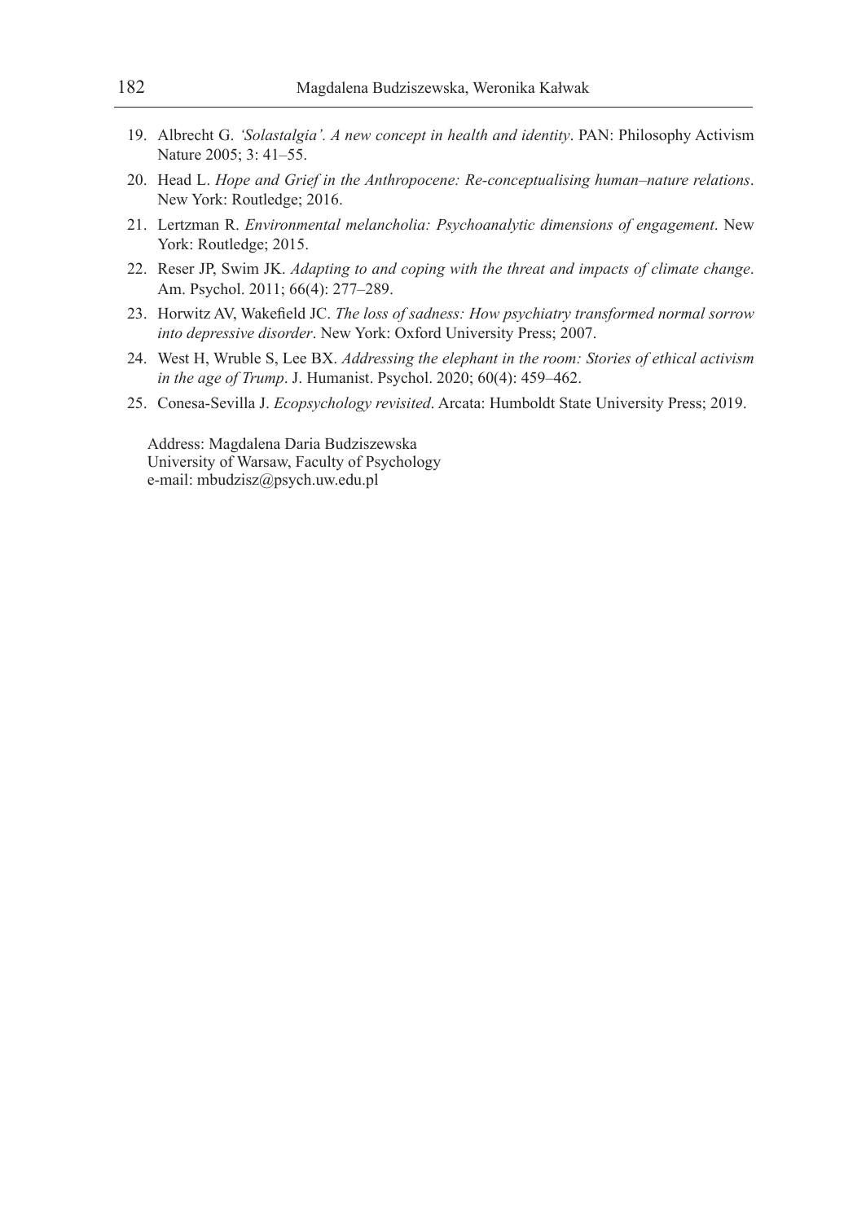19. Albrecht G. *'Solastalgia'. A new concept in health and identity*. PAN: Philosophy Activism Nature 2005; 3: 41–55.
20. Head L. *Hope and Grief in the Anthropocene: Re-conceptualising human–nature relations*. New York: Routledge; 2016.
21. Lertzman R. *Environmental melancholia: Psychoanalytic dimensions of engagement*. New York: Routledge; 2015.
22. Reser JP, Swim JK. *Adapting to and coping with the threat and impacts of climate change*. Am. Psychol. 2011; 66(4): 277–289.
23. Horwitz AV, Wakefield JC. *The loss of sadness: How psychiatry transformed normal sorrow into depressive disorder*. New York: Oxford University Press; 2007.
24. West H, Wruble S, Lee BX. *Addressing the elephant in the room: Stories of ethical activism in the age of Trump*. J. Humanist. Psychol. 2020; 60(4): 459–462.
25. Conesa-Sevilla J. *Ecopsychology revisited*. Arcata: Humboldt State University Press; 2019.

Address: Magdalena Daria Budziszewska
University of Warsaw, Faculty of Psychology
e-mail: mbudzisz@psych.uw.edu.pl